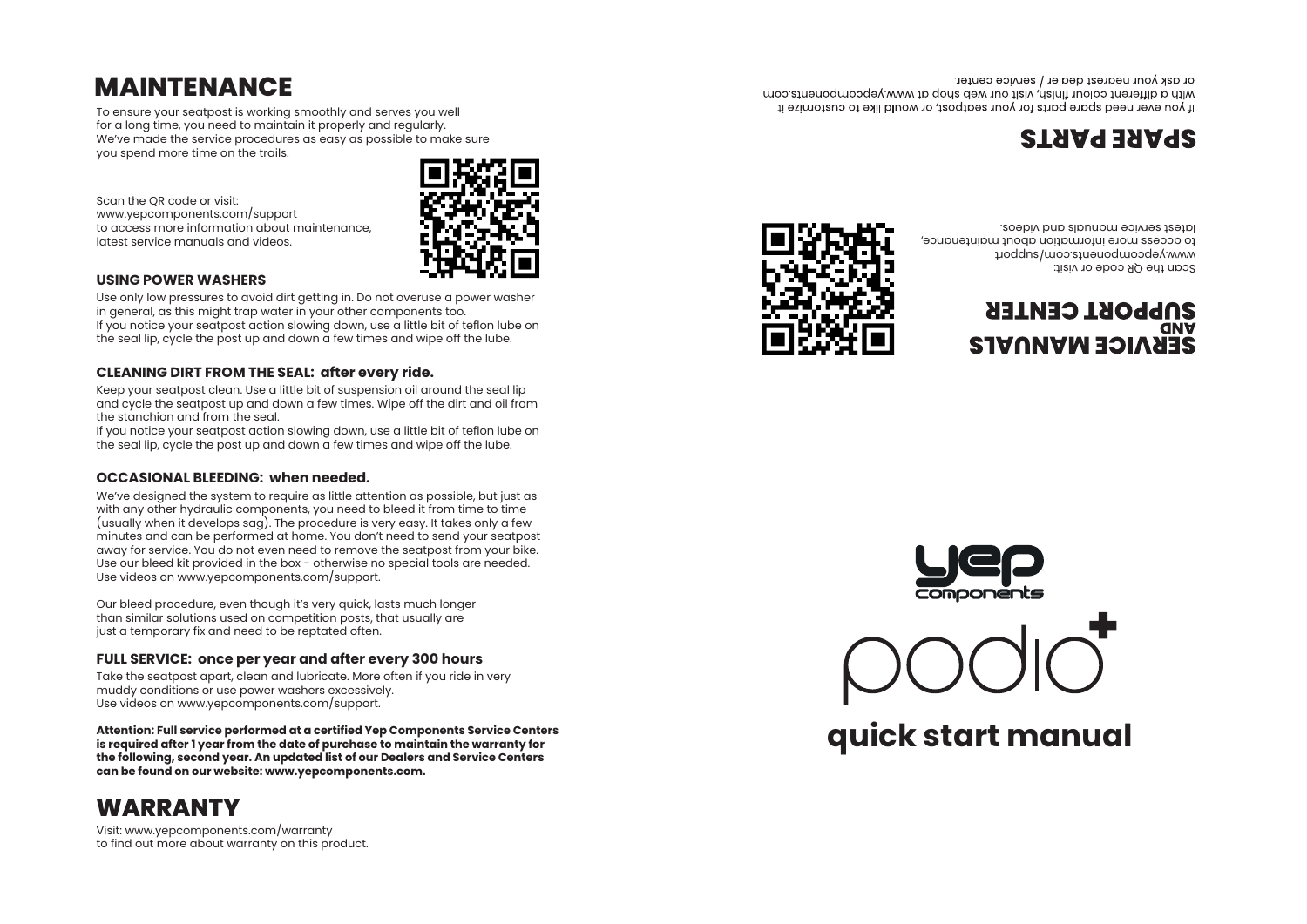# MAINTENANCE

To ensure your seatpost is working smoothly and serves you well for a long time, you need to maintain it properly and regularly. We've made the service procedures as easy as possible to make sure you spend more time on the trails.

Scan the QR code or visit:
www.yepcomponents.com/support
to access more information about maintenance, latest service manuals and videos.

### USING POWER WASHERS

Use only low pressures to avoid dirt getting in. Do not overuse a power washer in general, as this might trap water in your other components too.
If you notice your seatpost action slowing down, use a little bit of teflon lube on the seal lip, cycle the post up and down a few times and wipe off the lube.

### CLEANING DIRT FROM THE SEAL: after every ride.

Keep your seatpost clean. Use a little bit of suspension oil around the seal lip and cycle the seatpost up and down a few times. Wipe off the dirt and oil from the stanchion and from the seal.
If you notice your seatpost action slowing down, use a little bit of teflon lube on the seal lip, cycle the post up and down a few times and wipe off the lube.

### OCCASIONAL BLEEDING: when needed.

We've designed the system to require as little attention as possible, but just as with any other hydraulic components, you need to bleed it from time to time (usually when it develops sag). The procedure is very easy. It takes only a few minutes and can be performed at home. You don't need to send your seatpost away for service. You do not even need to remove the seatpost from your bike. Use our bleed kit provided in the box - otherwise no special tools are needed. Use videos on www.yepcomponents.com/support.

Our bleed procedure, even though it's very quick, lasts much longer than similar solutions used on competition posts, that usually are just a temporary fix and need to be reptated often.

### FULL SERVICE: once per year and after every 300 hours

Take the seatpost apart, clean and lubricate. More often if you ride in very muddy conditions or use power washers excessively.
Use videos on www.yepcomponents.com/support.

**Attention: Full service performed at a certified Yep Components Service Centers is required after 1 year from the date of purchase to maintain the warranty for the following, second year. An updated list of our Dealers and Service Centers can be found on our website: www.yepcomponents.com.**

# WARRANTY

Visit: www.yepcomponents.com/warranty
to find out more about warranty on this product.

# SPARE PARTS

If you ever need spare parts for your seatpost, or would like to customize it with a different colour finish, visit our web shop at www.yepcomponents.com or ask your nearest dealer / service center.

# SERVICE MANUALS AND SUPPORT CENTER

Scan the QR code or visit:
www.yepcomponents.com/support
to access more information about maintenance, latest service manuals and videos.

yep components

podio+

**quick start manual**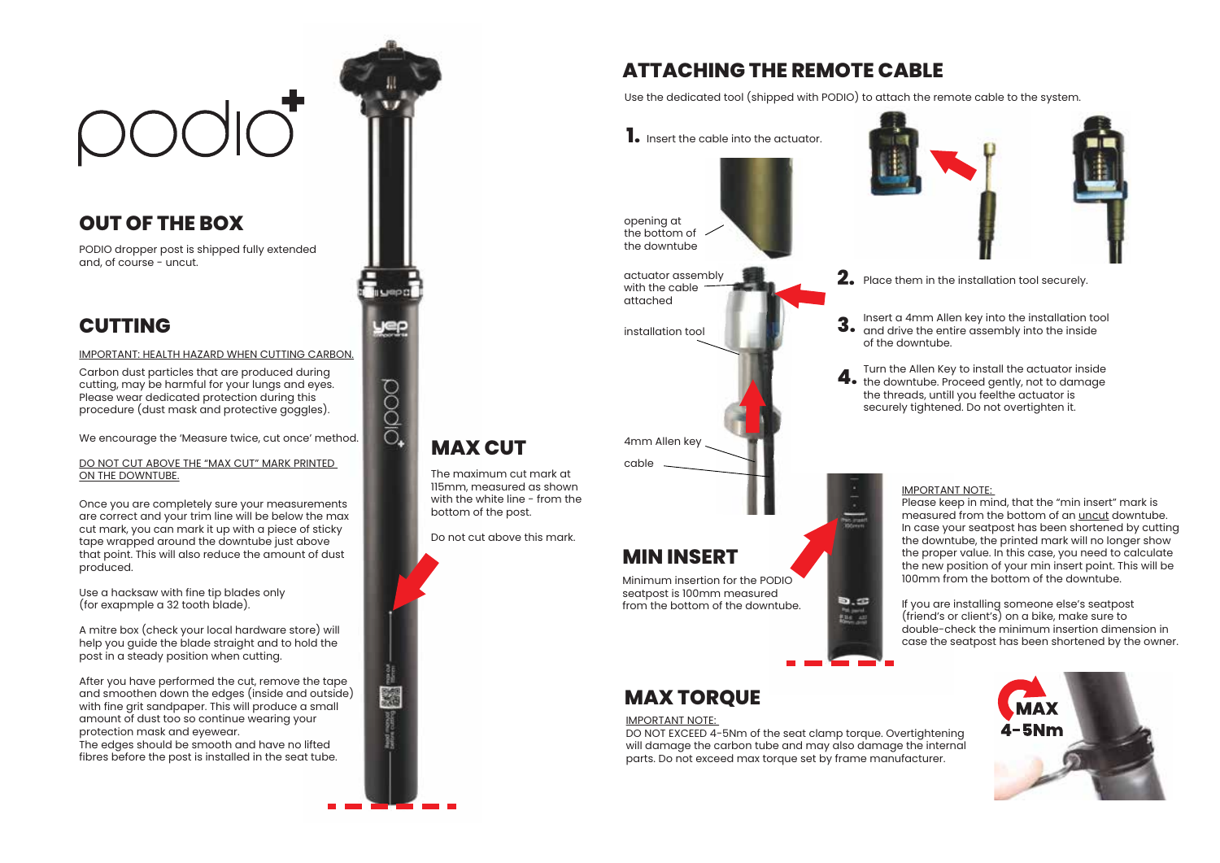podio+

## OUT OF THE BOX

PODIO dropper post is shipped fully extended and, of course - uncut.

## CUTTING

IMPORTANT: HEALTH HAZARD WHEN CUTTING CARBON.

Carbon dust particles that are produced during cutting, may be harmful for your lungs and eyes. Please wear dedicated protection during this procedure (dust mask and protective goggles).

We encourage the 'Measure twice, cut once' method.

DO NOT CUT ABOVE THE "MAX CUT" MARK PRINTED ON THE DOWNTUBE.

Once you are completely sure your measurements are correct and your trim line will be below the max cut mark, you can mark it up with a piece of sticky tape wrapped around the downtube just above that point. This will also reduce the amount of dust produced.

Use a hacksaw with fine tip blades only (for exapmple a 32 tooth blade).

A mitre box (check your local hardware store) will help you guide the blade straight and to hold the post in a steady position when cutting.

After you have performed the cut, remove the tape and smoothen down the edges (inside and outside) with fine grit sandpaper. This will produce a small amount of dust too so continue wearing your protection mask and eyewear.
The edges should be smooth and have no lifted fibres before the post is installed in the seat tube.

## MAX CUT

The maximum cut mark at 115mm, measured as shown with the white line - from the bottom of the post.

Do not cut above this mark.

## ATTACHING THE REMOTE CABLE

Use the dedicated tool (shipped with PODIO) to attach the remote cable to the system.

1. Insert the cable into the actuator.
2. Place them in the installation tool securely.
3. Insert a 4mm Allen key into the installation tool and drive the entire assembly into the inside of the downtube.
4. Turn the Allen Key to install the actuator inside the downtube. Proceed gently, not to damage the threads, untill you feelthe actuator is securely tightened. Do not overtighten it.

opening at the bottom of the downtube

actuator assembly with the cable attached

installation tool

4mm Allen key

cable

## MIN INSERT

Minimum insertion for the PODIO seatpost is 100mm measured from the bottom of the downtube.

IMPORTANT NOTE:
Please keep in mind, that the "min insert" mark is measured from the bottom of an uncut downtube. In case your seatpost has been shortened by cutting the downtube, the printed mark will no longer show the proper value. In this case, you need to calculate the new position of your min insert point. This will be 100mm from the bottom of the downtube.

If you are installing someone else's seatpost (friend's or client's) on a bike, make sure to double-check the minimum insertion dimension in case the seatpost has been shortened by the owner.

## MAX TORQUE

IMPORTANT NOTE:
DO NOT EXCEED 4-5Nm of the seat clamp torque. Overtightening will damage the carbon tube and may also damage the internal parts. Do not exceed max torque set by frame manufacturer.

MAX
4-5Nm